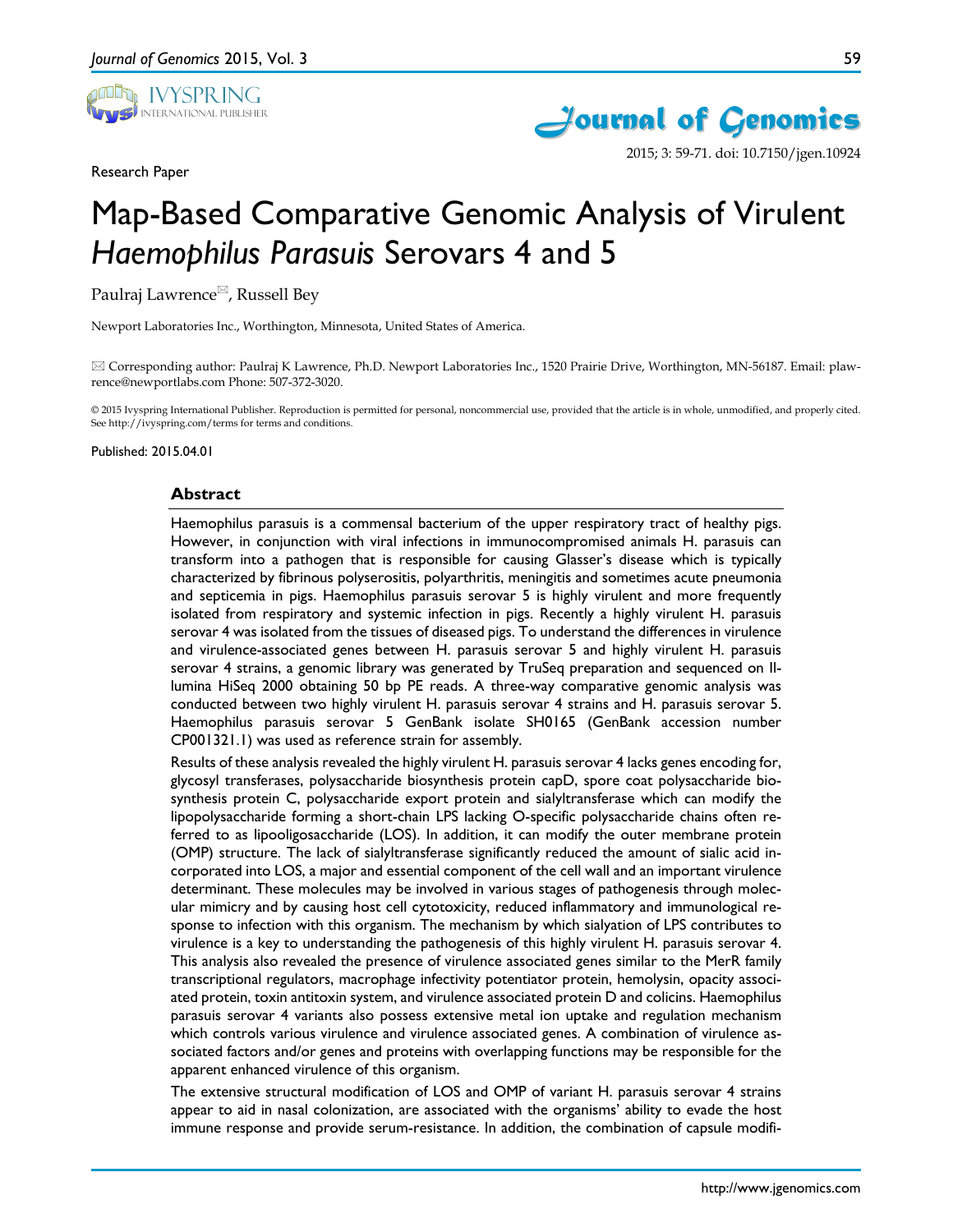Research Paper

# Map-Based Comparative Genomic Analysis of Virulent *Haemophilus Parasuis* Serovars 4 and 5

Paulraj Lawrence✉, Russell Bey

Newport Laboratories Inc., Worthington, Minnesota, United States of America.

✉ Corresponding author: Paulraj K Lawrence, Ph.D. Newport Laboratories Inc., 1520 Prairie Drive, Worthington, MN-56187. Email: plawrence@newportlabs.com Phone: 507-372-3020.

© 2015 Ivyspring International Publisher. Reproduction is permitted for personal, noncommercial use, provided that the article is in whole, unmodified, and properly cited. See http://ivyspring.com/terms for terms and conditions.

Published: 2015.04.01

## Abstract

Haemophilus parasuis is a commensal bacterium of the upper respiratory tract of healthy pigs. However, in conjunction with viral infections in immunocompromised animals H. parasuis can transform into a pathogen that is responsible for causing Glasser's disease which is typically characterized by fibrinous polyserositis, polyarthritis, meningitis and sometimes acute pneumonia and septicemia in pigs. Haemophilus parasuis serovar 5 is highly virulent and more frequently isolated from respiratory and systemic infection in pigs. Recently a highly virulent H. parasuis serovar 4 was isolated from the tissues of diseased pigs. To understand the differences in virulence and virulence-associated genes between H. parasuis serovar 5 and highly virulent H. parasuis serovar 4 strains, a genomic library was generated by TruSeq preparation and sequenced on Illumina HiSeq 2000 obtaining 50 bp PE reads. A three-way comparative genomic analysis was conducted between two highly virulent H. parasuis serovar 4 strains and H. parasuis serovar 5. Haemophilus parasuis serovar 5 GenBank isolate SH0165 (GenBank accession number CP001321.1) was used as reference strain for assembly.

Results of these analysis revealed the highly virulent H. parasuis serovar 4 lacks genes encoding for, glycosyl transferases, polysaccharide biosynthesis protein capD, spore coat polysaccharide biosynthesis protein C, polysaccharide export protein and sialyltransferase which can modify the lipopolysaccharide forming a short-chain LPS lacking O-specific polysaccharide chains often referred to as lipooligosaccharide (LOS). In addition, it can modify the outer membrane protein (OMP) structure. The lack of sialyltransferase significantly reduced the amount of sialic acid incorporated into LOS, a major and essential component of the cell wall and an important virulence determinant. These molecules may be involved in various stages of pathogenesis through molecular mimicry and by causing host cell cytotoxicity, reduced inflammatory and immunological response to infection with this organism. The mechanism by which sialyation of LPS contributes to virulence is a key to understanding the pathogenesis of this highly virulent H. parasuis serovar 4. This analysis also revealed the presence of virulence associated genes similar to the MerR family transcriptional regulators, macrophage infectivity potentiator protein, hemolysin, opacity associated protein, toxin antitoxin system, and virulence associated protein D and colicins. Haemophilus parasuis serovar 4 variants also possess extensive metal ion uptake and regulation mechanism which controls various virulence and virulence associated genes. A combination of virulence associated factors and/or genes and proteins with overlapping functions may be responsible for the apparent enhanced virulence of this organism.

The extensive structural modification of LOS and OMP of variant H. parasuis serovar 4 strains appear to aid in nasal colonization, are associated with the organisms' ability to evade the host immune response and provide serum-resistance. In addition, the combination of capsule modifi-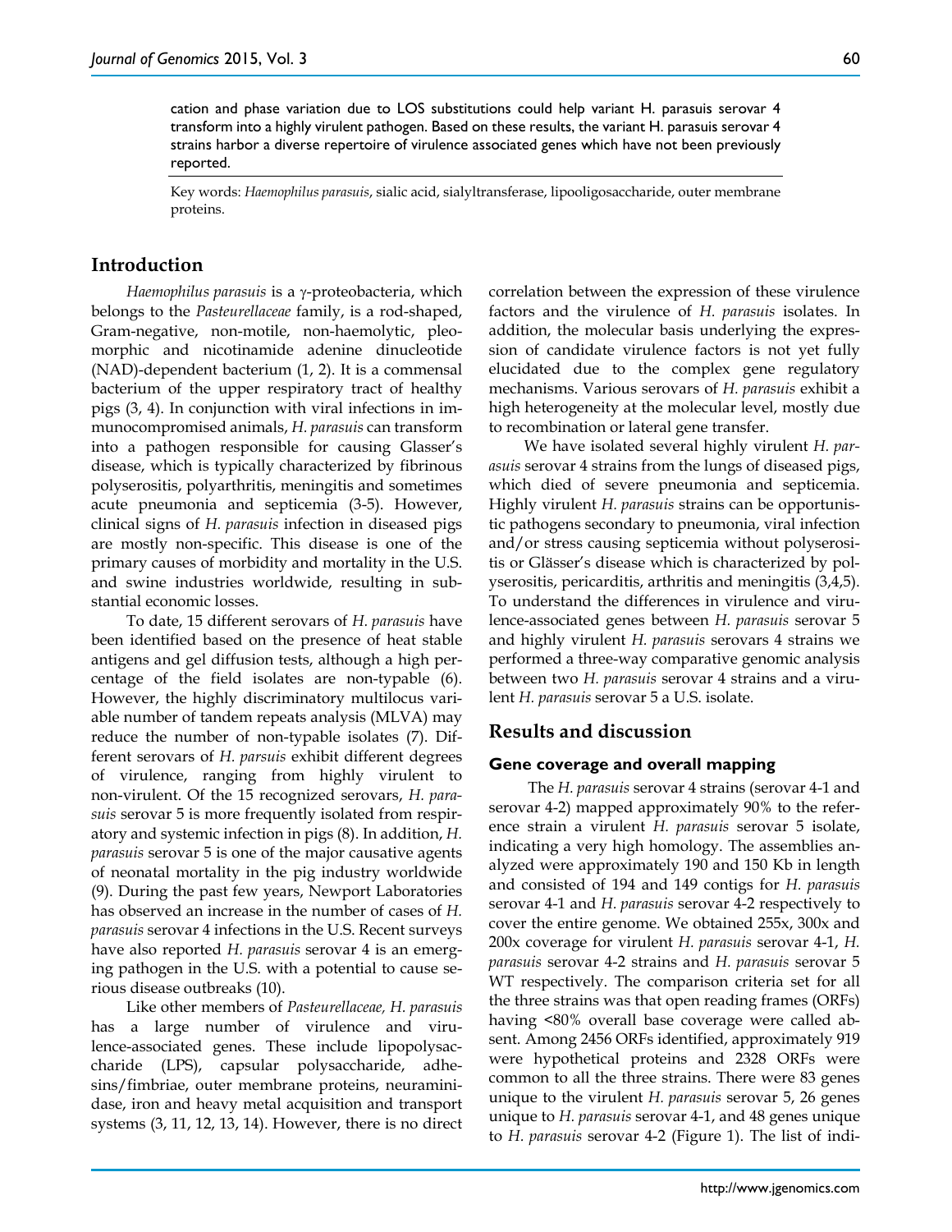cation and phase variation due to LOS substitutions could help variant H. parasuis serovar 4 transform into a highly virulent pathogen. Based on these results, the variant H. parasuis serovar 4 strains harbor a diverse repertoire of virulence associated genes which have not been previously reported.

Key words: *Haemophilus parasuis*, sialic acid, sialyltransferase, lipooligosaccharide, outer membrane proteins.

## Introduction

*Haemophilus parasuis* is a γ-proteobacteria, which belongs to the *Pasteurellaceae* family, is a rod-shaped, Gram-negative, non-motile, non-haemolytic, pleomorphic and nicotinamide adenine dinucleotide (NAD)-dependent bacterium (1, 2). It is a commensal bacterium of the upper respiratory tract of healthy pigs (3, 4). In conjunction with viral infections in immunocompromised animals, *H. parasuis* can transform into a pathogen responsible for causing Glasser's disease, which is typically characterized by fibrinous polyserositis, polyarthritis, meningitis and sometimes acute pneumonia and septicemia (3-5). However, clinical signs of *H. parasuis* infection in diseased pigs are mostly non-specific. This disease is one of the primary causes of morbidity and mortality in the U.S. and swine industries worldwide, resulting in substantial economic losses.

To date, 15 different serovars of *H. parasuis* have been identified based on the presence of heat stable antigens and gel diffusion tests, although a high percentage of the field isolates are non-typable (6). However, the highly discriminatory multilocus variable number of tandem repeats analysis (MLVA) may reduce the number of non-typable isolates (7). Different serovars of *H. parsuis* exhibit different degrees of virulence, ranging from highly virulent to non-virulent. Of the 15 recognized serovars, *H. parasuis* serovar 5 is more frequently isolated from respiratory and systemic infection in pigs (8). In addition, *H. parasuis* serovar 5 is one of the major causative agents of neonatal mortality in the pig industry worldwide (9). During the past few years, Newport Laboratories has observed an increase in the number of cases of *H. parasuis* serovar 4 infections in the U.S. Recent surveys have also reported *H. parasuis* serovar 4 is an emerging pathogen in the U.S. with a potential to cause serious disease outbreaks (10).

Like other members of *Pasteurellaceae, H. parasuis* has a large number of virulence and virulence-associated genes. These include lipopolysaccharide (LPS), capsular polysaccharide, adhesins/fimbriae, outer membrane proteins, neuraminidase, iron and heavy metal acquisition and transport systems (3, 11, 12, 13, 14). However, there is no direct correlation between the expression of these virulence factors and the virulence of *H. parasuis* isolates. In addition, the molecular basis underlying the expression of candidate virulence factors is not yet fully elucidated due to the complex gene regulatory mechanisms. Various serovars of *H. parasuis* exhibit a high heterogeneity at the molecular level, mostly due to recombination or lateral gene transfer.

We have isolated several highly virulent *H. parasuis* serovar 4 strains from the lungs of diseased pigs, which died of severe pneumonia and septicemia. Highly virulent *H. parasuis* strains can be opportunistic pathogens secondary to pneumonia, viral infection and/or stress causing septicemia without polyserositis or Glässer's disease which is characterized by polyserositis, pericarditis, arthritis and meningitis (3,4,5). To understand the differences in virulence and virulence-associated genes between *H. parasuis* serovar 5 and highly virulent *H. parasuis* serovars 4 strains we performed a three-way comparative genomic analysis between two *H. parasuis* serovar 4 strains and a virulent *H. parasuis* serovar 5 a U.S. isolate.

## Results and discussion

### Gene coverage and overall mapping

The *H. parasuis* serovar 4 strains (serovar 4-1 and serovar 4-2) mapped approximately 90% to the reference strain a virulent *H. parasuis* serovar 5 isolate, indicating a very high homology. The assemblies analyzed were approximately 190 and 150 Kb in length and consisted of 194 and 149 contigs for *H. parasuis* serovar 4-1 and *H. parasuis* serovar 4-2 respectively to cover the entire genome. We obtained 255x, 300x and 200x coverage for virulent *H. parasuis* serovar 4-1, *H. parasuis* serovar 4-2 strains and *H. parasuis* serovar 5 WT respectively. The comparison criteria set for all the three strains was that open reading frames (ORFs) having <80% overall base coverage were called absent. Among 2456 ORFs identified, approximately 919 were hypothetical proteins and 2328 ORFs were common to all the three strains. There were 83 genes unique to the virulent *H. parasuis* serovar 5, 26 genes unique to *H. parasuis* serovar 4-1, and 48 genes unique to *H. parasuis* serovar 4-2 (Figure 1). The list of indi-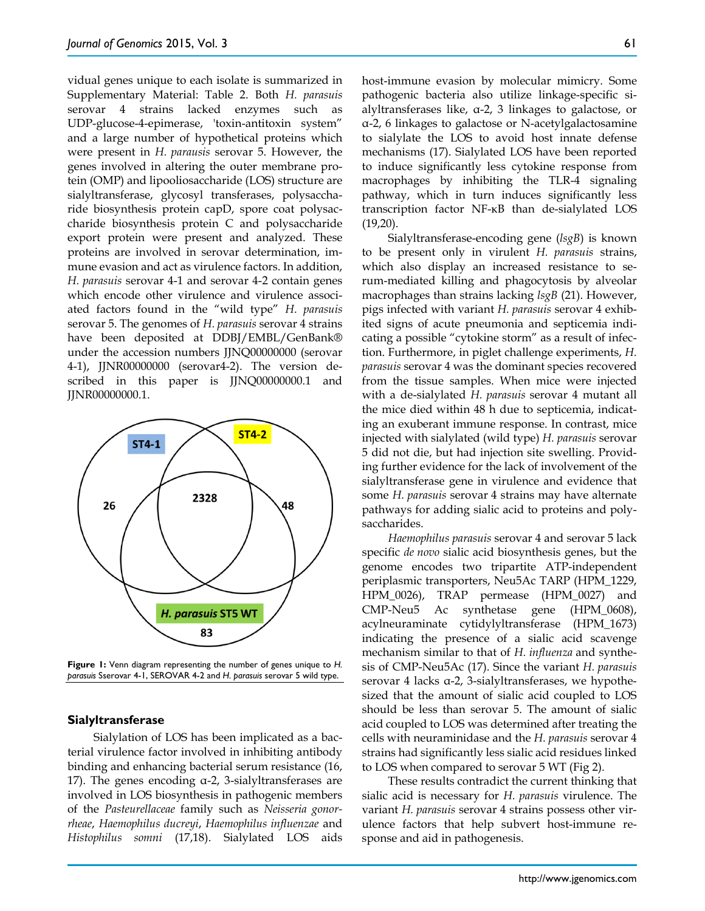vidual genes unique to each isolate is summarized in Supplementary Material: Table 2. Both *H. parasuis* serovar 4 strains lacked enzymes such as UDP-glucose-4-epimerase, 'toxin-antitoxin system" and a large number of hypothetical proteins which were present in *H. parausis* serovar 5. However, the genes involved in altering the outer membrane protein (OMP) and lipooliosaccharide (LOS) structure are sialyltransferase, glycosyl transferases, polysaccharide biosynthesis protein capD, spore coat polysaccharide biosynthesis protein C and polysaccharide export protein were present and analyzed. These proteins are involved in serovar determination, immune evasion and act as virulence factors. In addition, *H. parasuis* serovar 4-1 and serovar 4-2 contain genes which encode other virulence and virulence associated factors found in the "wild type" *H. parasuis* serovar 5. The genomes of *H. parasuis* serovar 4 strains have been deposited at DDBJ/EMBL/GenBank® under the accession numbers JJNQ00000000 (serovar 4-1), JJNR00000000 (serovar4-2). The version described in this paper is JJNQ00000000.1 and JJNR00000000.1.

**Figure 1:** Venn diagram representing the number of genes unique to *H. parasuis* Sserovar 4-1, SEROVAR 4-2 and *H. parasuis* serovar 5 wild type.

### Sialyltransferase

Sialylation of LOS has been implicated as a bacterial virulence factor involved in inhibiting antibody binding and enhancing bacterial serum resistance (16, 17). The genes encoding α-2, 3-sialyltransferases are involved in LOS biosynthesis in pathogenic members of the *Pasteurellaceae* family such as *Neisseria gonorrheae*, *Haemophilus ducreyi*, *Haemophilus influenzae* and *Histophilus somni* (17,18). Sialylated LOS aids host-immune evasion by molecular mimicry. Some pathogenic bacteria also utilize linkage-specific sialyltransferases like, α-2, 3 linkages to galactose, or α-2, 6 linkages to galactose or N-acetylgalactosamine to sialylate the LOS to avoid host innate defense mechanisms (17). Sialylated LOS have been reported to induce significantly less cytokine response from macrophages by inhibiting the TLR-4 signaling pathway, which in turn induces significantly less transcription factor NF-κB than de-sialylated LOS (19,20).

Sialyltransferase-encoding gene (*lsgB*) is known to be present only in virulent *H. parasuis* strains, which also display an increased resistance to serum-mediated killing and phagocytosis by alveolar macrophages than strains lacking *lsgB* (21). However, pigs infected with variant *H. parasuis* serovar 4 exhibited signs of acute pneumonia and septicemia indicating a possible "cytokine storm" as a result of infection. Furthermore, in piglet challenge experiments, *H. parasuis* serovar 4 was the dominant species recovered from the tissue samples. When mice were injected with a de-sialylated *H. parasuis* serovar 4 mutant all the mice died within 48 h due to septicemia, indicating an exuberant immune response. In contrast, mice injected with sialylated (wild type) *H. parasuis* serovar 5 did not die, but had injection site swelling. Providing further evidence for the lack of involvement of the sialyltransferase gene in virulence and evidence that some *H. parasuis* serovar 4 strains may have alternate pathways for adding sialic acid to proteins and polysaccharides.

*Haemophilus parasuis* serovar 4 and serovar 5 lack specific *de novo* sialic acid biosynthesis genes, but the genome encodes two tripartite ATP-independent periplasmic transporters, Neu5Ac TARP (HPM_1229, HPM_0026), TRAP permease (HPM_0027) and CMP-Neu5 Ac synthetase gene (HPM_0608), acylneuraminate cytidylyltransferase (HPM_1673) indicating the presence of a sialic acid scavenge mechanism similar to that of *H. influenza* and synthesis of CMP-Neu5Ac (17). Since the variant *H. parasuis* serovar 4 lacks α-2, 3-sialyltransferases, we hypothesized that the amount of sialic acid coupled to LOS should be less than serovar 5. The amount of sialic acid coupled to LOS was determined after treating the cells with neuraminidase and the *H. parasuis* serovar 4 strains had significantly less sialic acid residues linked to LOS when compared to serovar 5 WT (Fig 2).

These results contradict the current thinking that sialic acid is necessary for *H. parasuis* virulence. The variant *H. parasuis* serovar 4 strains possess other virulence factors that help subvert host-immune response and aid in pathogenesis.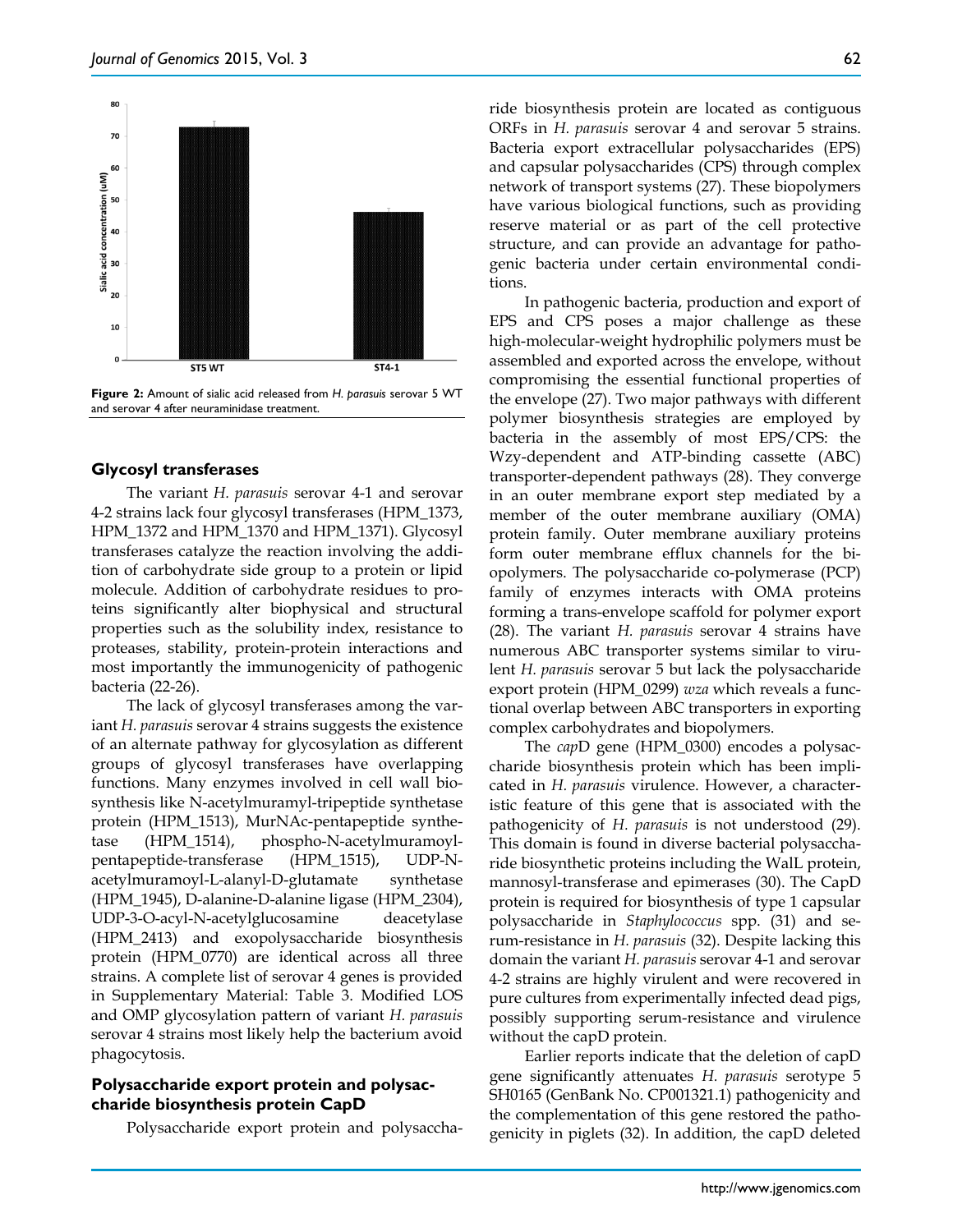**Figure 2:** Amount of sialic acid released from *H. parasuis* serovar 5 WT and serovar 4 after neuraminidase treatment.

### Glycosyl transferases

The variant *H. parasuis* serovar 4-1 and serovar 4-2 strains lack four glycosyl transferases (HPM_1373, HPM_1372 and HPM_1370 and HPM_1371). Glycosyl transferases catalyze the reaction involving the addition of carbohydrate side group to a protein or lipid molecule. Addition of carbohydrate residues to proteins significantly alter biophysical and structural properties such as the solubility index, resistance to proteases, stability, protein-protein interactions and most importantly the immunogenicity of pathogenic bacteria (22-26).

The lack of glycosyl transferases among the variant *H. parasuis* serovar 4 strains suggests the existence of an alternate pathway for glycosylation as different groups of glycosyl transferases have overlapping functions. Many enzymes involved in cell wall biosynthesis like N-acetylmuramyl-tripeptide synthetase protein (HPM_1513), MurNAc-pentapeptide synthetase (HPM_1514), phospho-N-acetylmuramoyl-pentapeptide-transferase (HPM_1515), UDP-N-acetylmuramoyl-L-alanyl-D-glutamate synthetase (HPM_1945), D-alanine-D-alanine ligase (HPM_2304), UDP-3-O-acyl-N-acetylglucosamine deacetylase (HPM_2413) and exopolysaccharide biosynthesis protein (HPM_0770) are identical across all three strains. A complete list of serovar 4 genes is provided in Supplementary Material: Table 3. Modified LOS and OMP glycosylation pattern of variant *H. parasuis* serovar 4 strains most likely help the bacterium avoid phagocytosis.

### Polysaccharide export protein and polysaccharide biosynthesis protein CapD

Polysaccharide export protein and polysaccharide biosynthesis protein are located as contiguous ORFs in *H. parasuis* serovar 4 and serovar 5 strains. Bacteria export extracellular polysaccharides (EPS) and capsular polysaccharides (CPS) through complex network of transport systems (27). These biopolymers have various biological functions, such as providing reserve material or as part of the cell protective structure, and can provide an advantage for pathogenic bacteria under certain environmental conditions.

In pathogenic bacteria, production and export of EPS and CPS poses a major challenge as these high-molecular-weight hydrophilic polymers must be assembled and exported across the envelope, without compromising the essential functional properties of the envelope (27). Two major pathways with different polymer biosynthesis strategies are employed by bacteria in the assembly of most EPS/CPS: the Wzy-dependent and ATP-binding cassette (ABC) transporter-dependent pathways (28). They converge in an outer membrane export step mediated by a member of the outer membrane auxiliary (OMA) protein family. Outer membrane auxiliary proteins form outer membrane efflux channels for the biopolymers. The polysaccharide co-polymerase (PCP) family of enzymes interacts with OMA proteins forming a trans-envelope scaffold for polymer export (28). The variant *H. parasuis* serovar 4 strains have numerous ABC transporter systems similar to virulent *H. parasuis* serovar 5 but lack the polysaccharide export protein (HPM_0299) *wza* which reveals a functional overlap between ABC transporters in exporting complex carbohydrates and biopolymers.

The *cap*D gene (HPM_0300) encodes a polysaccharide biosynthesis protein which has been implicated in *H. parasuis* virulence. However, a characteristic feature of this gene that is associated with the pathogenicity of *H. parasuis* is not understood (29). This domain is found in diverse bacterial polysaccharide biosynthetic proteins including the WalL protein, mannosyl-transferase and epimerases (30). The CapD protein is required for biosynthesis of type 1 capsular polysaccharide in *Staphylococcus* spp. (31) and serum-resistance in *H. parasuis* (32). Despite lacking this domain the variant *H. parasuis* serovar 4-1 and serovar 4-2 strains are highly virulent and were recovered in pure cultures from experimentally infected dead pigs, possibly supporting serum-resistance and virulence without the capD protein.

Earlier reports indicate that the deletion of capD gene significantly attenuates *H. parasuis* serotype 5 SH0165 (GenBank No. CP001321.1) pathogenicity and the complementation of this gene restored the pathogenicity in piglets (32). In addition, the capD deleted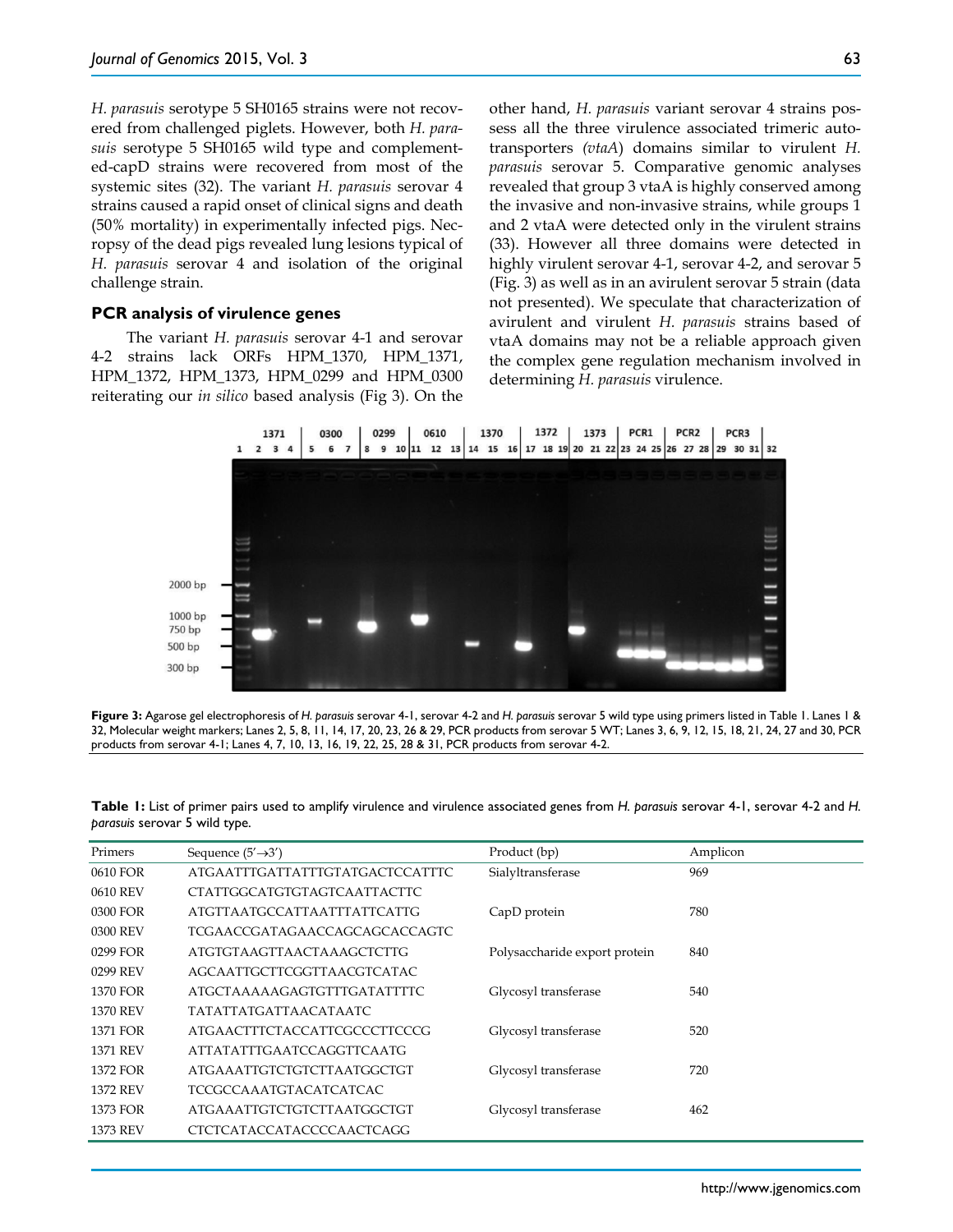*H. parasuis* serotype 5 SH0165 strains were not recovered from challenged piglets. However, both *H. parasuis* serotype 5 SH0165 wild type and complemented-capD strains were recovered from most of the systemic sites (32). The variant *H. parasuis* serovar 4 strains caused a rapid onset of clinical signs and death (50% mortality) in experimentally infected pigs. Necropsy of the dead pigs revealed lung lesions typical of *H. parasuis* serovar 4 and isolation of the original challenge strain.

### PCR analysis of virulence genes

The variant *H. parasuis* serovar 4-1 and serovar 4-2 strains lack ORFs HPM_1370, HPM_1371, HPM_1372, HPM_1373, HPM_0299 and HPM_0300 reiterating our *in silico* based analysis (Fig 3). On the other hand, *H. parasuis* variant serovar 4 strains possess all the three virulence associated trimeric autotransporters (*vtaA*) domains similar to virulent *H. parasuis* serovar 5. Comparative genomic analyses revealed that group 3 vtaA is highly conserved among the invasive and non-invasive strains, while groups 1 and 2 vtaA were detected only in the virulent strains (33). However all three domains were detected in highly virulent serovar 4-1, serovar 4-2, and serovar 5 (Fig. 3) as well as in an avirulent serovar 5 strain (data not presented). We speculate that characterization of avirulent and virulent *H. parasuis* strains based of vtaA domains may not be a reliable approach given the complex gene regulation mechanism involved in determining *H. parasuis* virulence.

**Figure 3:** Agarose gel electrophoresis of *H. parasuis* serovar 4-1, serovar 4-2 and *H. parasuis* serovar 5 wild type using primers listed in Table 1. Lanes 1 & 32, Molecular weight markers; Lanes 2, 5, 8, 11, 14, 17, 20, 23, 26 & 29, PCR products from serovar 5 WT; Lanes 3, 6, 9, 12, 15, 18, 21, 24, 27 and 30, PCR products from serovar 4-1; Lanes 4, 7, 10, 13, 16, 19, 22, 25, 28 & 31, PCR products from serovar 4-2.

**Table 1:** List of primer pairs used to amplify virulence and virulence associated genes from *H. parasuis* serovar 4-1, serovar 4-2 and *H. parasuis* serovar 5 wild type.

| Primers | Sequence (5'→3') | Product (bp) | Amplicon |
|---|---|---|---|
| 0610 FOR | ATGAATTTGATTATTTGTATGACTCCATTTC | Sialyltransferase | 969 |
| 0610 REV | CTATTGGCATGTGTAGTCAATTACTTC | | |
| 0300 FOR | ATGTTAATGCCATTAATTTATTCATTG | CapD protein | 780 |
| 0300 REV | TCGAACCGATAGAACCAGCAGCACCAGTC | | |
| 0299 FOR | ATGTGTAAGTTAACTAAAGCTCTTG | Polysaccharide export protein | 840 |
| 0299 REV | AGCAATTGCTTCGGTTAACGTCATAC | | |
| 1370 FOR | ATGCTAAAAAGAGTGTTTGATATTTTC | Glycosyl transferase | 540 |
| 1370 REV | TATATTATGATTAACATAATC | | |
| 1371 FOR | ATGAACTTTCTACCATTCGCCCTTCCCG | Glycosyl transferase | 520 |
| 1371 REV | ATTATATTTGAATCCAGGTTCAATG | | |
| 1372 FOR | ATGAAATTGTCTGTCTTAATGGCTGT | Glycosyl transferase | 720 |
| 1372 REV | TCCGCCAAATGTACATCATCAC | | |
| 1373 FOR | ATGAAATTGTCTGTCTTAATGGCTGT | Glycosyl transferase | 462 |
| 1373 REV | CTCTCATACCATACCCCAACTCAGG | | |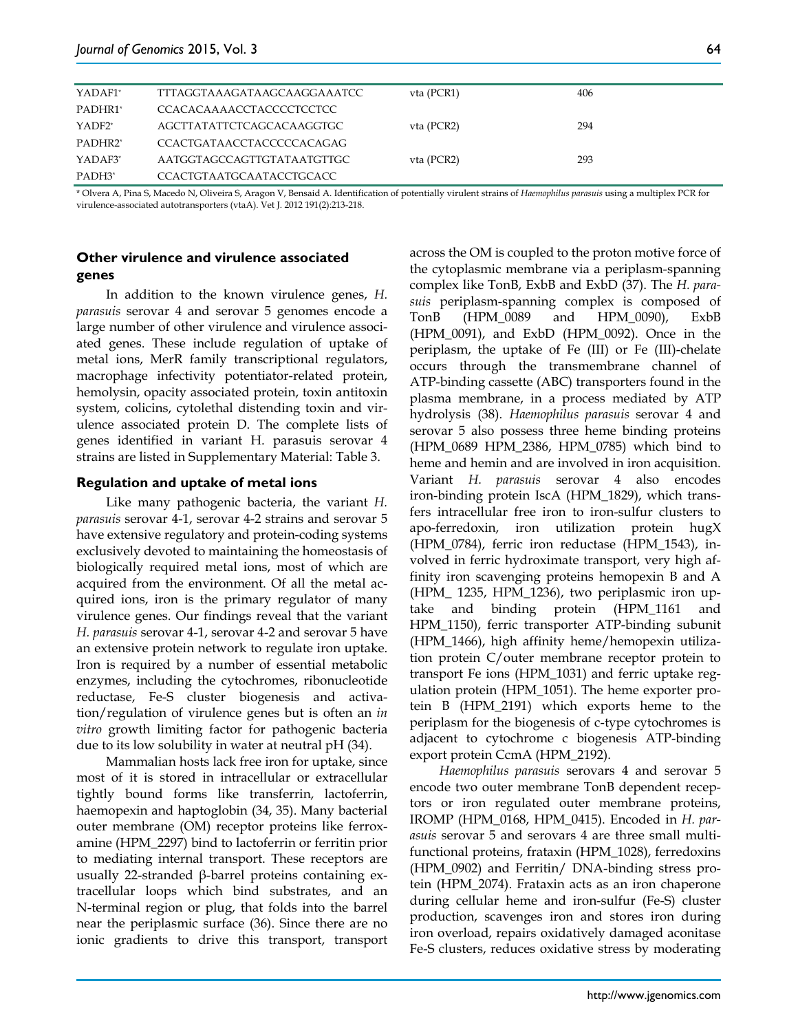| | | | |
|---|---|---|---|
| YADAF1* | TTTAGGTAAAGATAAGCAAGGAAATCC | vta (PCR1) | 406 |
| PADHR1* | CCACACAAAACCTACCCCTCCTCC | | |
| YADF2* | AGCTTATATTCTCAGCACAAGGTGC | vta (PCR2) | 294 |
| PADHR2* | CCACTGATAACCTACCCCCACAGAG | | |
| YADAF3* | AATGGTAGCCAGTTGTATAATGTTGC | vta (PCR2) | 293 |
| PADH3* | CCACTGTAATGCAATACCTGCACC | | |

* Olvera A, Pina S, Macedo N, Oliveira S, Aragon V, Bensaid A. Identification of potentially virulent strains of *Haemophilus parasuis* using a multiplex PCR for virulence-associated autotransporters (vtaA). Vet J. 2012 191(2):213-218.

### Other virulence and virulence associated genes

In addition to the known virulence genes, *H. parasuis* serovar 4 and serovar 5 genomes encode a large number of other virulence and virulence associated genes. These include regulation of uptake of metal ions, MerR family transcriptional regulators, macrophage infectivity potentiator-related protein, hemolysin, opacity associated protein, toxin antitoxin system, colicins, cytolethal distending toxin and virulence associated protein D. The complete lists of genes identified in variant H. parasuis serovar 4 strains are listed in Supplementary Material: Table 3.

### Regulation and uptake of metal ions

Like many pathogenic bacteria, the variant *H. parasuis* serovar 4-1, serovar 4-2 strains and serovar 5 have extensive regulatory and protein-coding systems exclusively devoted to maintaining the homeostasis of biologically required metal ions, most of which are acquired from the environment. Of all the metal acquired ions, iron is the primary regulator of many virulence genes. Our findings reveal that the variant *H. parasuis* serovar 4-1, serovar 4-2 and serovar 5 have an extensive protein network to regulate iron uptake. Iron is required by a number of essential metabolic enzymes, including the cytochromes, ribonucleotide reductase, Fe-S cluster biogenesis and activation/regulation of virulence genes but is often an *in vitro* growth limiting factor for pathogenic bacteria due to its low solubility in water at neutral pH (34).

Mammalian hosts lack free iron for uptake, since most of it is stored in intracellular or extracellular tightly bound forms like transferrin, lactoferrin, haemopexin and haptoglobin (34, 35). Many bacterial outer membrane (OM) receptor proteins like ferroxamine (HPM_2297) bind to lactoferrin or ferritin prior to mediating internal transport. These receptors are usually 22-stranded β-barrel proteins containing extracellular loops which bind substrates, and an N-terminal region or plug, that folds into the barrel near the periplasmic surface (36). Since there are no ionic gradients to drive this transport, transport across the OM is coupled to the proton motive force of the cytoplasmic membrane via a periplasm-spanning complex like TonB, ExbB and ExbD (37). The *H. parasuis* periplasm-spanning complex is composed of TonB (HPM_0089 and HPM_0090), ExbB (HPM_0091), and ExbD (HPM_0092). Once in the periplasm, the uptake of Fe (III) or Fe (III)-chelate occurs through the transmembrane channel of ATP-binding cassette (ABC) transporters found in the plasma membrane, in a process mediated by ATP hydrolysis (38). *Haemophilus parasuis* serovar 4 and serovar 5 also possess three heme binding proteins (HPM_0689 HPM_2386, HPM_0785) which bind to heme and hemin and are involved in iron acquisition. Variant *H. parasuis* serovar 4 also encodes iron-binding protein IscA (HPM_1829), which transfers intracellular free iron to iron-sulfur clusters to apo-ferredoxin, iron utilization protein hugX (HPM_0784), ferric iron reductase (HPM_1543), involved in ferric hydroximate transport, very high affinity iron scavenging proteins hemopexin B and A (HPM_ 1235, HPM_1236), two periplasmic iron uptake and binding protein (HPM_1161 and HPM_1150), ferric transporter ATP-binding subunit (HPM_1466), high affinity heme/hemopexin utilization protein C/outer membrane receptor protein to transport Fe ions (HPM_1031) and ferric uptake regulation protein (HPM_1051). The heme exporter protein B (HPM_2191) which exports heme to the periplasm for the biogenesis of c-type cytochromes is adjacent to cytochrome c biogenesis ATP-binding export protein CcmA (HPM_2192).

*Haemophilus parasuis* serovars 4 and serovar 5 encode two outer membrane TonB dependent receptors or iron regulated outer membrane proteins, IROMP (HPM_0168, HPM_0415). Encoded in *H. parasuis* serovar 5 and serovars 4 are three small multifunctional proteins, frataxin (HPM_1028), ferredoxins (HPM_0902) and Ferritin/ DNA-binding stress protein (HPM_2074). Frataxin acts as an iron chaperone during cellular heme and iron-sulfur (Fe-S) cluster production, scavenges iron and stores iron during iron overload, repairs oxidatively damaged aconitase Fe-S clusters, reduces oxidative stress by moderating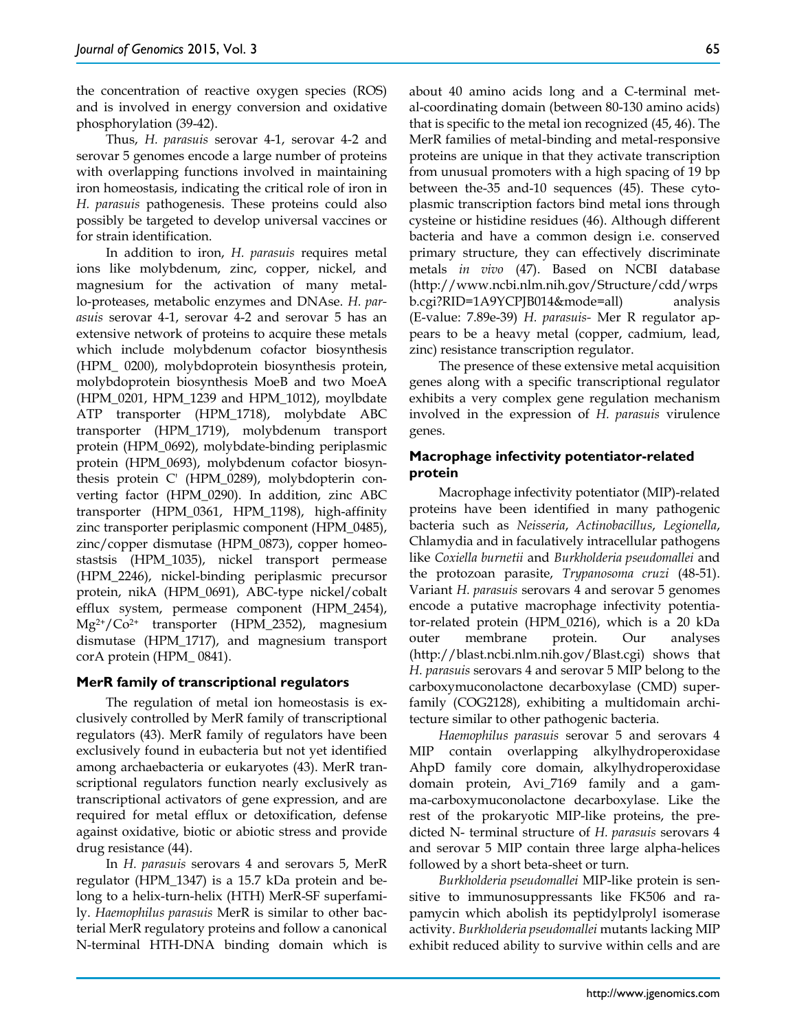the concentration of reactive oxygen species (ROS) and is involved in energy conversion and oxidative phosphorylation (39-42).

Thus, *H. parasuis* serovar 4-1, serovar 4-2 and serovar 5 genomes encode a large number of proteins with overlapping functions involved in maintaining iron homeostasis, indicating the critical role of iron in *H. parasuis* pathogenesis. These proteins could also possibly be targeted to develop universal vaccines or for strain identification.

In addition to iron, *H. parasuis* requires metal ions like molybdenum, zinc, copper, nickel, and magnesium for the activation of many metallo-proteases, metabolic enzymes and DNAse. *H. parasuis* serovar 4-1, serovar 4-2 and serovar 5 has an extensive network of proteins to acquire these metals which include molybdenum cofactor biosynthesis (HPM_ 0200), molybdoprotein biosynthesis protein, molybdoprotein biosynthesis MoeB and two MoeA (HPM_0201, HPM_1239 and HPM_1012), moylbdate ATP transporter (HPM_1718), molybdate ABC transporter (HPM_1719), molybdenum transport protein (HPM_0692), molybdate-binding periplasmic protein (HPM_0693), molybdenum cofactor biosynthesis protein C' (HPM_0289), molybdopterin converting factor (HPM_0290). In addition, zinc ABC transporter (HPM_0361, HPM_1198), high-affinity zinc transporter periplasmic component (HPM_0485), zinc/copper dismutase (HPM_0873), copper homeostastsis (HPM_1035), nickel transport permease (HPM_2246), nickel-binding periplasmic precursor protein, nikA (HPM_0691), ABC-type nickel/cobalt efflux system, permease component (HPM_2454), $Mg^{2+}/Co^{2+}$ transporter (HPM_2352), magnesium dismutase (HPM_1717), and magnesium transport corA protein (HPM_ 0841).

### MerR family of transcriptional regulators

The regulation of metal ion homeostasis is exclusively controlled by MerR family of transcriptional regulators (43). MerR family of regulators have been exclusively found in eubacteria but not yet identified among archaebacteria or eukaryotes (43). MerR transcriptional regulators function nearly exclusively as transcriptional activators of gene expression, and are required for metal efflux or detoxification, defense against oxidative, biotic or abiotic stress and provide drug resistance (44).

In *H. parasuis* serovars 4 and serovars 5, MerR regulator (HPM_1347) is a 15.7 kDa protein and belong to a helix-turn-helix (HTH) MerR-SF superfamily. *Haemophilus parasuis* MerR is similar to other bacterial MerR regulatory proteins and follow a canonical N-terminal HTH-DNA binding domain which is about 40 amino acids long and a C-terminal metal-coordinating domain (between 80-130 amino acids) that is specific to the metal ion recognized (45, 46). The MerR families of metal-binding and metal-responsive proteins are unique in that they activate transcription from unusual promoters with a high spacing of 19 bp between the-35 and-10 sequences (45). These cytoplasmic transcription factors bind metal ions through cysteine or histidine residues (46). Although different bacteria and have a common design i.e. conserved primary structure, they can effectively discriminate metals *in vivo* (47). Based on NCBI database (http://www.ncbi.nlm.nih.gov/Structure/cdd/wrpsb.cgi?RID=1A9YCPJB014&mode=all) analysis (E-value: 7.89e-39) *H. parasuis*- Mer R regulator appears to be a heavy metal (copper, cadmium, lead, zinc) resistance transcription regulator.

The presence of these extensive metal acquisition genes along with a specific transcriptional regulator exhibits a very complex gene regulation mechanism involved in the expression of *H. parasuis* virulence genes.

### Macrophage infectivity potentiator-related protein

Macrophage infectivity potentiator (MIP)-related proteins have been identified in many pathogenic bacteria such as *Neisseria*, *Actinobacillus*, *Legionella*, Chlamydia and in faculatively intracellular pathogens like *Coxiella burnetii* and *Burkholderia pseudomallei* and the protozoan parasite, *Trypanosoma cruzi* (48-51). Variant *H. parasuis* serovars 4 and serovar 5 genomes encode a putative macrophage infectivity potentiator-related protein (HPM_0216), which is a 20 kDa outer membrane protein. Our analyses (http://blast.ncbi.nlm.nih.gov/Blast.cgi) shows that *H. parasuis* serovars 4 and serovar 5 MIP belong to the carboxymuconolactone decarboxylase (CMD) superfamily (COG2128), exhibiting a multidomain architecture similar to other pathogenic bacteria.

*Haemophilus parasuis* serovar 5 and serovars 4 MIP contain overlapping alkylhydroperoxidase AhpD family core domain, alkylhydroperoxidase domain protein, Avi_7169 family and a gamma-carboxymuconolactone decarboxylase. Like the rest of the prokaryotic MIP-like proteins, the predicted N- terminal structure of *H. parasuis* serovars 4 and serovar 5 MIP contain three large alpha-helices followed by a short beta-sheet or turn.

*Burkholderia pseudomallei* MIP-like protein is sensitive to immunosuppressants like FK506 and rapamycin which abolish its peptidylprolyl isomerase activity. *Burkholderia pseudomallei* mutants lacking MIP exhibit reduced ability to survive within cells and are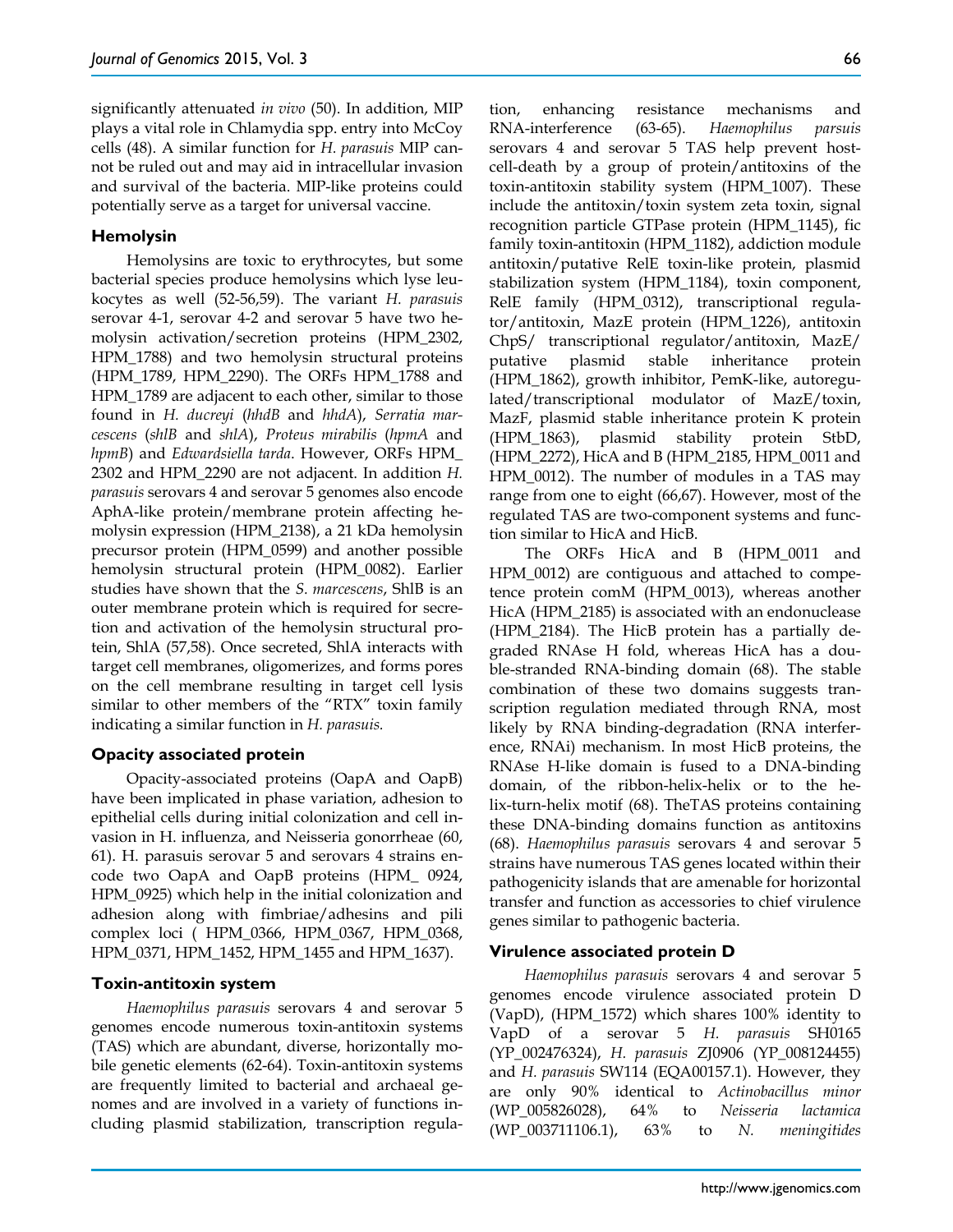significantly attenuated *in vivo* (50). In addition, MIP plays a vital role in Chlamydia spp. entry into McCoy cells (48). A similar function for *H. parasuis* MIP cannot be ruled out and may aid in intracellular invasion and survival of the bacteria. MIP-like proteins could potentially serve as a target for universal vaccine.

### Hemolysin

Hemolysins are toxic to erythrocytes, but some bacterial species produce hemolysins which lyse leukocytes as well (52-56,59). The variant *H. parasuis* serovar 4-1, serovar 4-2 and serovar 5 have two hemolysin activation/secretion proteins (HPM_2302, HPM_1788) and two hemolysin structural proteins (HPM_1789, HPM_2290). The ORFs HPM_1788 and HPM_1789 are adjacent to each other, similar to those found in *H. ducreyi* (*hhdB* and *hhdA*), *Serratia marcescens* (*shlB* and *shlA*), *Proteus mirabilis* (*hpmA* and *hpmB*) and *Edwardsiella tarda*. However, ORFs HPM_ 2302 and HPM_2290 are not adjacent. In addition *H. parasuis* serovars 4 and serovar 5 genomes also encode AphA-like protein/membrane protein affecting hemolysin expression (HPM_2138), a 21 kDa hemolysin precursor protein (HPM_0599) and another possible hemolysin structural protein (HPM_0082). Earlier studies have shown that the *S. marcescens*, ShlB is an outer membrane protein which is required for secretion and activation of the hemolysin structural protein, ShlA (57,58). Once secreted, ShlA interacts with target cell membranes, oligomerizes, and forms pores on the cell membrane resulting in target cell lysis similar to other members of the "RTX" toxin family indicating a similar function in *H. parasuis.*

### Opacity associated protein

Opacity-associated proteins (OapA and OapB) have been implicated in phase variation, adhesion to epithelial cells during initial colonization and cell invasion in H. influenza, and Neisseria gonorrheae (60, 61). H. parasuis serovar 5 and serovars 4 strains encode two OapA and OapB proteins (HPM_ 0924, HPM_0925) which help in the initial colonization and adhesion along with fimbriae/adhesins and pili complex loci ( HPM_0366, HPM_0367, HPM_0368, HPM_0371, HPM_1452, HPM_1455 and HPM_1637).

### Toxin-antitoxin system

*Haemophilus parasuis* serovars 4 and serovar 5 genomes encode numerous toxin-antitoxin systems (TAS) which are abundant, diverse, horizontally mobile genetic elements (62-64). Toxin-antitoxin systems are frequently limited to bacterial and archaeal genomes and are involved in a variety of functions including plasmid stabilization, transcription regulation, enhancing resistance mechanisms and RNA-interference (63-65). *Haemophilus parsuis* serovars 4 and serovar 5 TAS help prevent host-cell-death by a group of protein/antitoxins of the toxin-antitoxin stability system (HPM_1007). These include the antitoxin/toxin system zeta toxin, signal recognition particle GTPase protein (HPM_1145), fic family toxin-antitoxin (HPM_1182), addiction module antitoxin/putative RelE toxin-like protein, plasmid stabilization system (HPM_1184), toxin component, RelE family (HPM_0312), transcriptional regulator/antitoxin, MazE protein (HPM_1226), antitoxin ChpS/ transcriptional regulator/antitoxin, MazE/ putative plasmid stable inheritance protein (HPM_1862), growth inhibitor, PemK-like, autoregulated/transcriptional modulator of MazE/toxin, MazF, plasmid stable inheritance protein K protein (HPM_1863), plasmid stability protein StbD, (HPM_2272), HicA and B (HPM_2185, HPM_0011 and HPM_0012). The number of modules in a TAS may range from one to eight (66,67). However, most of the regulated TAS are two-component systems and function similar to HicA and HicB.

The ORFs HicA and B (HPM_0011 and HPM_0012) are contiguous and attached to competence protein comM (HPM_0013), whereas another HicA (HPM_2185) is associated with an endonuclease (HPM_2184). The HicB protein has a partially degraded RNAse H fold, whereas HicA has a double-stranded RNA-binding domain (68). The stable combination of these two domains suggests transcription regulation mediated through RNA, most likely by RNA binding-degradation (RNA interference, RNAi) mechanism. In most HicB proteins, the RNAse H-like domain is fused to a DNA-binding domain, of the ribbon-helix-helix or to the helix-turn-helix motif (68). TheTAS proteins containing these DNA-binding domains function as antitoxins (68). *Haemophilus parasuis* serovars 4 and serovar 5 strains have numerous TAS genes located within their pathogenicity islands that are amenable for horizontal transfer and function as accessories to chief virulence genes similar to pathogenic bacteria.

### Virulence associated protein D

*Haemophilus parasuis* serovars 4 and serovar 5 genomes encode virulence associated protein D (VapD), (HPM_1572) which shares 100% identity to VapD of a serovar 5 *H. parasuis* SH0165 (YP_002476324), *H. parasuis* ZJ0906 (YP_008124455) and *H. parasuis* SW114 (EQA00157.1). However, they are only 90% identical to *Actinobacillus minor* (WP_005826028), 64% to *Neisseria lactamica* (WP_003711106.1), 63% to *N. meningitides*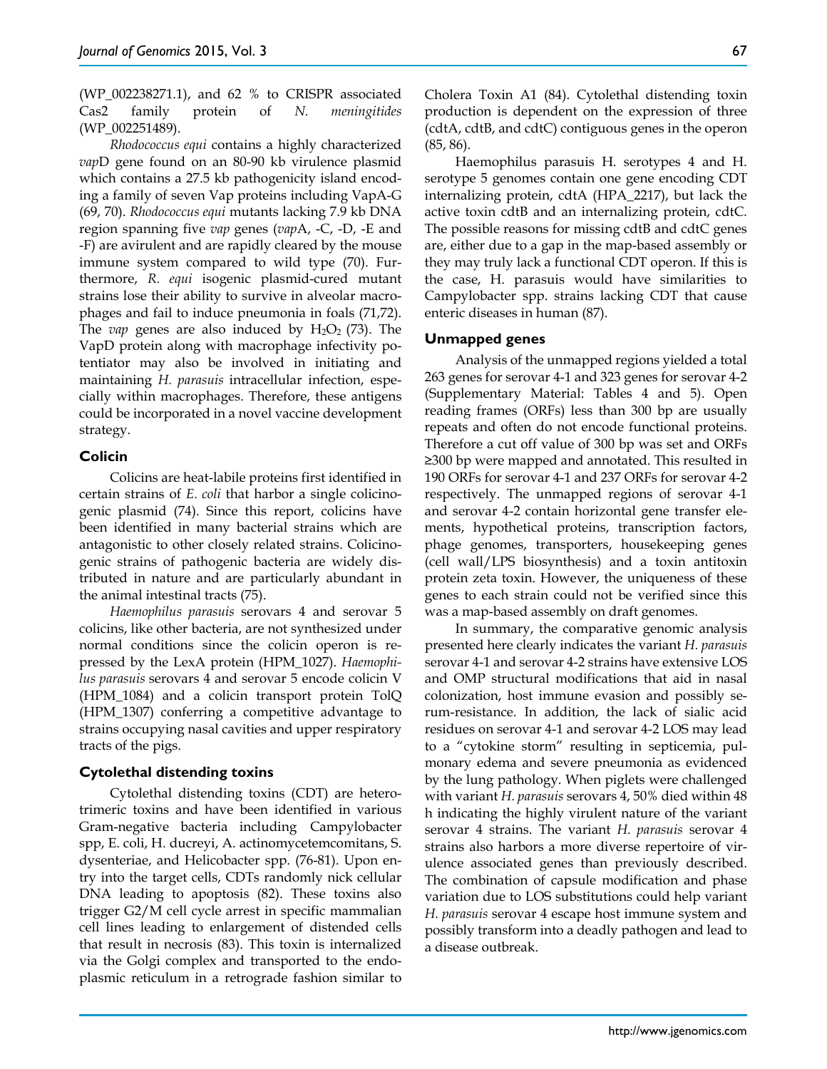(WP_002238271.1), and 62 % to CRISPR associated Cas2 family protein of *N. meningitides* (WP_002251489).

*Rhodococcus equi* contains a highly characterized *vap*D gene found on an 80-90 kb virulence plasmid which contains a 27.5 kb pathogenicity island encoding a family of seven Vap proteins including VapA-G (69, 70). *Rhodococcus equi* mutants lacking 7.9 kb DNA region spanning five *vap* genes (*vap*A, -C, -D, -E and -F) are avirulent and are rapidly cleared by the mouse immune system compared to wild type (70). Furthermore, *R. equi* isogenic plasmid-cured mutant strains lose their ability to survive in alveolar macrophages and fail to induce pneumonia in foals (71,72). The *vap* genes are also induced by $H_2O_2$ (73). The VapD protein along with macrophage infectivity potentiator may also be involved in initiating and maintaining *H. parasuis* intracellular infection, especially within macrophages. Therefore, these antigens could be incorporated in a novel vaccine development strategy.

### Colicin

Colicins are heat-labile proteins first identified in certain strains of *E. coli* that harbor a single colicinogenic plasmid (74). Since this report, colicins have been identified in many bacterial strains which are antagonistic to other closely related strains. Colicinogenic strains of pathogenic bacteria are widely distributed in nature and are particularly abundant in the animal intestinal tracts (75).

*Haemophilus parasuis* serovars 4 and serovar 5 colicins, like other bacteria, are not synthesized under normal conditions since the colicin operon is repressed by the LexA protein (HPM_1027). *Haemophilus parasuis* serovars 4 and serovar 5 encode colicin V (HPM_1084) and a colicin transport protein TolQ (HPM_1307) conferring a competitive advantage to strains occupying nasal cavities and upper respiratory tracts of the pigs.

### Cytolethal distending toxins

Cytolethal distending toxins (CDT) are heterotrimeric toxins and have been identified in various Gram-negative bacteria including Campylobacter spp, E. coli, H. ducreyi, A. actinomycetemcomitans, S. dysenteriae, and Helicobacter spp. (76-81). Upon entry into the target cells, CDTs randomly nick cellular DNA leading to apoptosis (82). These toxins also trigger G2/M cell cycle arrest in specific mammalian cell lines leading to enlargement of distended cells that result in necrosis (83). This toxin is internalized via the Golgi complex and transported to the endoplasmic reticulum in a retrograde fashion similar to Cholera Toxin A1 (84). Cytolethal distending toxin production is dependent on the expression of three (cdtA, cdtB, and cdtC) contiguous genes in the operon (85, 86).

Haemophilus parasuis H. serotypes 4 and H. serotype 5 genomes contain one gene encoding CDT internalizing protein, cdtA (HPA_2217), but lack the active toxin cdtB and an internalizing protein, cdtC. The possible reasons for missing cdtB and cdtC genes are, either due to a gap in the map-based assembly or they may truly lack a functional CDT operon. If this is the case, H. parasuis would have similarities to Campylobacter spp. strains lacking CDT that cause enteric diseases in human (87).

### Unmapped genes

Analysis of the unmapped regions yielded a total 263 genes for serovar 4-1 and 323 genes for serovar 4-2 (Supplementary Material: Tables 4 and 5). Open reading frames (ORFs) less than 300 bp are usually repeats and often do not encode functional proteins. Therefore a cut off value of 300 bp was set and ORFs ≥300 bp were mapped and annotated. This resulted in 190 ORFs for serovar 4-1 and 237 ORFs for serovar 4-2 respectively. The unmapped regions of serovar 4-1 and serovar 4-2 contain horizontal gene transfer elements, hypothetical proteins, transcription factors, phage genomes, transporters, housekeeping genes (cell wall/LPS biosynthesis) and a toxin antitoxin protein zeta toxin. However, the uniqueness of these genes to each strain could not be verified since this was a map-based assembly on draft genomes.

In summary, the comparative genomic analysis presented here clearly indicates the variant *H. parasuis* serovar 4-1 and serovar 4-2 strains have extensive LOS and OMP structural modifications that aid in nasal colonization, host immune evasion and possibly serum-resistance. In addition, the lack of sialic acid residues on serovar 4-1 and serovar 4-2 LOS may lead to a "cytokine storm" resulting in septicemia, pulmonary edema and severe pneumonia as evidenced by the lung pathology. When piglets were challenged with variant *H. parasuis* serovars 4, 50% died within 48 h indicating the highly virulent nature of the variant serovar 4 strains. The variant *H. parasuis* serovar 4 strains also harbors a more diverse repertoire of virulence associated genes than previously described. The combination of capsule modification and phase variation due to LOS substitutions could help variant *H. parasuis* serovar 4 escape host immune system and possibly transform into a deadly pathogen and lead to a disease outbreak.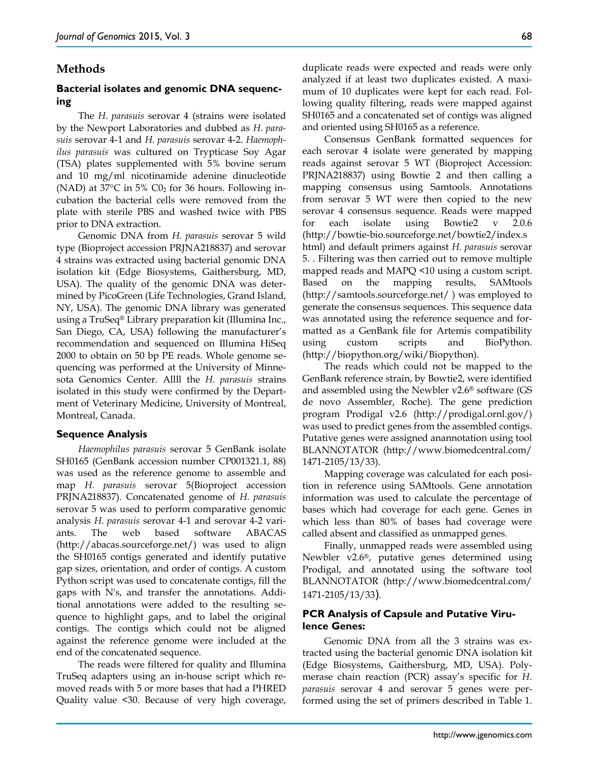## Methods

### Bacterial isolates and genomic DNA sequencing

The *H. parasuis* serovar 4 (strains were isolated by the Newport Laboratories and dubbed as *H. parasuis* serovar 4-1 and *H. parasuis* serovar 4-2. *Haemophilus parasuis* was cultured on Trypticase Soy Agar (TSA) plates supplemented with 5% bovine serum and 10 mg/ml nicotinamide adenine dinucleotide (NAD) at 37°C in 5% $C0_2$ for 36 hours. Following incubation the bacterial cells were removed from the plate with sterile PBS and washed twice with PBS prior to DNA extraction.

Genomic DNA from *H. parasuis* serovar 5 wild type (Bioproject accession PRJNA218837) and serovar 4 strains was extracted using bacterial genomic DNA isolation kit (Edge Biosystems, Gaithersburg, MD, USA). The quality of the genomic DNA was determined by PicoGreen (Life Technologies, Grand Island, NY, USA). The genomic DNA library was generated using a TruSeq® Library preparation kit (Illumina Inc., San Diego, CA, USA) following the manufacturer's recommendation and sequenced on Illumina HiSeq 2000 to obtain on 50 bp PE reads. Whole genome sequencing was performed at the University of Minnesota Genomics Center. Allll the *H. parasuis* strains isolated in this study were confirmed by the Department of Veterinary Medicine, University of Montreal, Montreal, Canada.

### Sequence Analysis

*Haemophilus parasuis* serovar 5 GenBank isolate SH0165 (GenBank accession number CP001321.1, 88) was used as the reference genome to assemble and map *H. parasuis* serovar 5(Bioproject accession PRJNA218837). Concatenated genome of *H. parasuis* serovar 5 was used to perform comparative genomic analysis *H. parasuis* serovar 4-1 and serovar 4-2 variants. The web based software ABACAS (http://abacas.sourceforge.net/) was used to align the SH0165 contigs generated and identify putative gap sizes, orientation, and order of contigs. A custom Python script was used to concatenate contigs, fill the gaps with N's, and transfer the annotations. Additional annotations were added to the resulting sequence to highlight gaps, and to label the original contigs. The contigs which could not be aligned against the reference genome were included at the end of the concatenated sequence.

The reads were filtered for quality and Illumina TruSeq adapters using an in-house script which removed reads with 5 or more bases that had a PHRED Quality value <30. Because of very high coverage, duplicate reads were expected and reads were only analyzed if at least two duplicates existed. A maximum of 10 duplicates were kept for each read. Following quality filtering, reads were mapped against SH0165 and a concatenated set of contigs was aligned and oriented using SH0165 as a reference.

Consensus GenBank formatted sequences for each serovar 4 isolate were generated by mapping reads against serovar 5 WT (Bioproject Accession: PRJNA218837) using Bowtie 2 and then calling a mapping consensus using Samtools. Annotations from serovar 5 WT were then copied to the new serovar 4 consensus sequence. Reads were mapped for each isolate using Bowtie2 v 2.0.6 (http://bowtie-bio.sourceforge.net/bowtie2/index.shtml) and default primers against *H. parasuis* serovar 5. . Filtering was then carried out to remove multiple mapped reads and MAPQ <10 using a custom script. Based on the mapping results, SAMtools (http://samtools.sourceforge.net/ ) was employed to generate the consensus sequences. This sequence data was annotated using the reference sequence and formatted as a GenBank file for Artemis compatibility using custom scripts and BioPython. (http://biopython.org/wiki/Biopython).

The reads which could not be mapped to the GenBank reference strain, by Bowtie2, were identified and assembled using the Newbler v2.6® software (GS de novo Assembler, Roche). The gene prediction program Prodigal v2.6 (http://prodigal.ornl.gov/) was used to predict genes from the assembled contigs. Putative genes were assigned anannotation using tool BLANNOTATOR (http://www.biomedcentral.com/1471-2105/13/33).

Mapping coverage was calculated for each position in reference using SAMtools. Gene annotation information was used to calculate the percentage of bases which had coverage for each gene. Genes in which less than 80% of bases had coverage were called absent and classified as unmapped genes.

Finally, unmapped reads were assembled using Newbler v2.6®, putative genes determined using Prodigal, and annotated using the software tool BLANNOTATOR (http://www.biomedcentral.com/1471-2105/13/33).

### PCR Analysis of Capsule and Putative Virulence Genes:

Genomic DNA from all the 3 strains was extracted using the bacterial genomic DNA isolation kit (Edge Biosystems, Gaithersburg, MD, USA). Polymerase chain reaction (PCR) assay's specific for *H. parasuis* serovar 4 and serovar 5 genes were performed using the set of primers described in Table 1.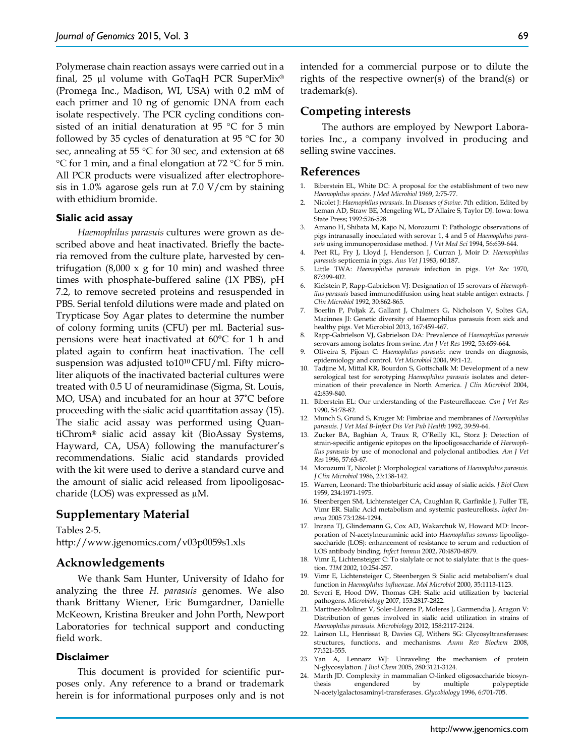Polymerase chain reaction assays were carried out in a final, 25 µl volume with GoTaqH PCR SuperMix® (Promega Inc., Madison, WI, USA) with 0.2 mM of each primer and 10 ng of genomic DNA from each isolate respectively. The PCR cycling conditions consisted of an initial denaturation at 95 °C for 5 min followed by 35 cycles of denaturation at 95 °C for 30 sec, annealing at 55 °C for 30 sec, and extension at 68 °C for 1 min, and a final elongation at 72 °C for 5 min. All PCR products were visualized after electrophoresis in 1.0% agarose gels run at 7.0 V/cm by staining with ethidium bromide.

### Sialic acid assay

*Haemophilus parasuis* cultures were grown as described above and heat inactivated. Briefly the bacteria removed from the culture plate, harvested by centrifugation (8,000 x g for 10 min) and washed three times with phosphate-buffered saline (1X PBS), pH 7.2, to remove secreted proteins and resuspended in PBS. Serial tenfold dilutions were made and plated on Trypticase Soy Agar plates to determine the number of colony forming units (CFU) per ml. Bacterial suspensions were heat inactivated at 60°C for 1 h and plated again to confirm heat inactivation. The cell suspension was adjusted to$10^{10}$ CFU/ml. Fifty microliter aliquots of the inactivated bacterial cultures were treated with 0.5 U of neuramidinase (Sigma, St. Louis, MO, USA) and incubated for an hour at 37˚C before proceeding with the sialic acid quantitation assay (15). The sialic acid assay was performed using QuantiChrom® sialic acid assay kit (BioAssay Systems, Hayward, CA, USA) following the manufacturer's recommendations. Sialic acid standards provided with the kit were used to derive a standard curve and the amount of sialic acid released from lipooligosaccharide (LOS) was expressed as µM.

## Supplementary Material

Tables 2-5.
http://www.jgenomics.com/v03p0059s1.xls

## Acknowledgements

We thank Sam Hunter, University of Idaho for analyzing the three *H. parasuis* genomes. We also thank Brittany Wiener, Eric Bumgardner, Danielle McKeown, Kristina Breuker and John Porth, Newport Laboratories for technical support and conducting field work.

### Disclaimer

This document is provided for scientific purposes only. Any reference to a brand or trademark herein is for informational purposes only and is not intended for a commercial purpose or to dilute the rights of the respective owner(s) of the brand(s) or trademark(s).

## Competing interests

The authors are employed by Newport Laboratories Inc., a company involved in producing and selling swine vaccines.

## References

1. Biberstein EL, White DC: A proposal for the establishment of two new *Haemophilus species*. *J Med Microbiol* 1969, 2:75-77.
2. Nicolet J: *Haemophilus parasuis*. In *Diseases of Swine*. 7th edition. Edited by Leman AD, Straw BE, Mengeling WL, D'Allaire S, Taylor DJ. Iowa: Iowa State Press; 1992:526-528.
3. Amano H, Shibata M, Kajio N, Morozumi T: Pathologic observations of pigs intranasally inoculated with serovar 1, 4 and 5 of *Haemophilus parasuis* using immunoperoxidase method. *J Vet Med Sci* 1994, 56:639-644.
4. Peet RL, Fry J, Lloyd J, Henderson J, Curran J, Moir D: *Haemophilus parasuis* septicemia in pigs. *Aus Vet J* 1983, 60:187.
5. Little TWA: *Haemophilus parasuis* infection in pigs. *Vet Rec* 1970, 87:399-402.
6. Kielstein P, Rapp-Gabrielson VJ: Designation of 15 serovars of *Haemophilus parasuis* based immunodiffusion using heat stable antigen extracts. *J Clin Microbiol* 1992, 30:862-865.
7. Boerlin P, Poljak Z, Gallant J, Chalmers G, Nicholson V, Soltes GA, Macinnes JI: Genetic diversity of Haemophilus parasuis from sick and healthy pigs. Vet Microbiol 2013, 167:459-467.
8. Rapp-Gabrielson VJ, Gabrielson DA: Prevalence of *Haemophilus parasuis* serovars among isolates from swine. *Am J Vet Res* 1992, 53:659-664.
9. Oliveira S, Pijoan C: *Haemophilus parasuis*: new trends on diagnosis, epidemiology and control. *Vet Microbiol* 2004, 99:1-12.
10. Tadjine M, Mittal KR, Bourdon S, Gottschalk M: Development of a new serological test for serotyping *Haemophilus parasuis* isolates and determination of their prevalence in North America. *J Clin Microbiol* 2004, 42:839-840.
11. Biberstein EL: Our understanding of the Pasteurellaceae. *Can J Vet Res* 1990, 54:78-82.
12. Munch S, Grund S, Kruger M: Fimbriae and membranes of *Haemophilus parasuis*. *J Vet Med B-Infect Dis Vet Pub Health* 1992, 39:59-64.
13. Zucker BA, Baghian A, Traux R, O'Reilly KL, Storz J: Detection of strain-specific antigenic epitopes on the lipooligosaccharide of *Haemophilus parasuis* by use of monoclonal and polyclonal antibodies. *Am J Vet Res* 1996, 57:63-67.
14. Morozumi T, Nicolet J: Morphological variations of *Haemophilus parasuis*. *J Clin Microbiol* 1986, 23:138-142.
15. Warren, Leonard: The thiobarbituric acid assay of sialic acids. *J Biol Chem* 1959, 234:1971-1975.
16. Steenbergen SM, Lichtensteiger CA, Caughlan R, Garfinkle J, Fuller TE, Vimr ER. Sialic Acid metabolism and systemic pasteurellosis. *Infect Immun* 2005 73:1284-1294.
17. Inzana TJ, Glindemann G, Cox AD, Wakarchuk W, Howard MD: Incorporation of N-acetylneuraminic acid into *Haemophilus somnus* lipooligosaccharide (LOS): enhancement of resistance to serum and reduction of LOS antibody binding. *Infect Immun* 2002, 70:4870-4879.
18. Vimr E, Lichtensteiger C: To sialylate or not to sialylate: that is the question. *TIM* 2002, 10:254-257.
19. Vimr E, Lichtensteiger C, Steenbergen S: Sialic acid metabolism's dual function in *Haemophilus influenzae*. *Mol Microbiol* 2000, 35:1113-1123.
20. Severi E, Hood DW, Thomas GH: Sialic acid utilization by bacterial pathogens. *Microbiology* 2007, 153:2817-2822.
21. Martínez-Moliner V, Soler-Llorens P, Moleres J, Garmendia J, Aragon V: Distribution of genes involved in sialic acid utilization in strains of *Haemophilus parasuis*. *Microbiology* 2012, 158:2117-2124.
22. Lairson LL, Henrissat B, Davies GJ, Withers SG: Glycosyltransferases: structures, functions, and mechanisms. *Annu Rev Biochem* 2008, 77:521-555.
23. Yan A, Lennarz WJ: Unraveling the mechanism of protein N-glycosylation. *J Biol Chem* 2005, 280:3121-3124.
24. Marth JD. Complexity in mammalian O-linked oligosaccharide biosynthesis engendered by multiple polypeptide N-acetylgalactosaminyl-transferases. *Glycobiology* 1996, 6:701-705.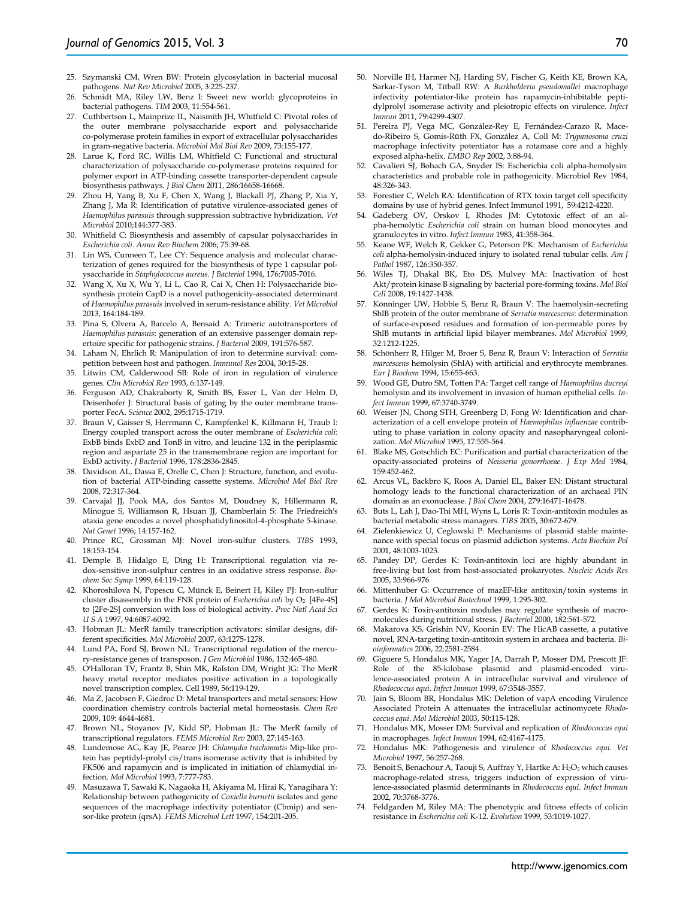25. Szymanski CM, Wren BW: Protein glycosylation in bacterial mucosal pathogens. *Nat Rev Microbiol* 2005, 3:225-237.
26. Schmidt MA, Riley LW, Benz I: Sweet new world: glycoproteins in bacterial pathogens. *TIM* 2003, 11:554-561.
27. Cuthbertson L, Mainprize IL, Naismith JH, Whitfield C: Pivotal roles of the outer membrane polysaccharide export and polysaccharide co-polymerase protein families in export of extracellular polysaccharides in gram-negative bacteria. *Microbiol Mol Biol Rev* 2009, 73:155-177.
28. Larue K, Ford RC, Willis LM, Whitfield C: Functional and structural characterization of polysaccharide co-polymerase proteins required for polymer export in ATP-binding cassette transporter-dependent capsule biosynthesis pathways. *J Biol Chem* 2011, 286:16658-16668.
29. Zhou H, Yang B, Xu F, Chen X, Wang J, Blackall PJ, Zhang P, Xia Y, Zhang J, Ma R: Identification of putative virulence-associated genes of *Haemophilus parasuis* through suppression subtractive hybridization. *Vet Microbiol* 2010;144:377-383.
30. Whitfield C: Biosynthesis and assembly of capsular polysaccharides in *Escherichia coli*. *Annu Rev Biochem* 2006; 75:39-68.
31. Lin WS, Cunneen T, Lee CY: Sequence analysis and molecular characterization of genes required for the biosynthesis of type 1 capsular polysaccharide in *Staphylococcus aureus*. *J Bacteriol* 1994, 176:7005-7016.
32. Wang X, Xu X, Wu Y, Li L, Cao R, Cai X, Chen H: Polysaccharide biosynthesis protein CapD is a novel pathogenicity-associated determinant of *Haemophilus parasuis* involved in serum-resistance ability. *Vet Microbiol* 2013, 164:184-189.
33. Pina S, Olvera A, Barcelo A, Bensaid A: Trimeric autotransporters of *Haemophilus parasuis*: generation of an extensive passenger domain repertoire specific for pathogenic strains. *J Bacteriol* 2009, 191:576-587.
34. Laham N, Ehrlich R: Manipulation of iron to determine survival: competition between host and pathogen. *Immunol Res* 2004, 30:15-28.
35. Litwin CM, Calderwood SB: Role of iron in regulation of virulence genes. *Clin Microbiol Rev* 1993, 6:137-149.
36. Ferguson AD, Chakraborty R, Smith BS, Esser L, Van der Helm D, Deisenhofer J: Structural basis of gating by the outer membrane transporter FecA. *Science* 2002, 295:1715-1719.
37. Braun V, Gaisser S, Herrmann C, Kampfenkel K, Killmann H, Traub I: Energy coupled transport across the outer membrane of *Escherichia coli*: ExbB binds ExbD and TonB in vitro, and leucine 132 in the periplasmic region and aspartate 25 in the transmembrane region are important for ExbD activity. *J Bacteriol* 1996, 178:2836-2845.
38. Davidson AL, Dassa E, Orelle C, Chen J: Structure, function, and evolution of bacterial ATP-binding cassette systems. *Microbiol Mol Biol Rev* 2008, 72:317-364.
39. Carvajal JJ, Pook MA, dos Santos M, Doudney K, Hillermann R, Minogue S, Williamson R, Hsuan JJ, Chamberlain S: The Friedreich's ataxia gene encodes a novel phosphatidylinositol-4-phosphate 5-kinase. *Nat Genet* 1996; 14:157-162.
40. Prince RC, Grossman MJ: Novel iron-sulfur clusters. *TIBS* 1993, 18:153-154.
41. Demple B, Hidalgo E, Ding H: Transcriptional regulation via redox-sensitive iron-sulphur centres in an oxidative stress response. *Biochem Soc Symp* 1999, 64:119-128.
42. Khoroshilova N, Popescu C, Münck E, Beinert H, Kiley PJ: Iron-sulfur cluster disassembly in the FNR protein of *Escherichia coli* by $O_2$: [4Fe-4S] to [2Fe-2S] conversion with loss of biological activity. *Proc Natl Acad Sci U S A* 1997, 94:6087-6092.
43. Hobman JL: MerR family transcription activators: similar designs, different specificities. *Mol Microbiol* 2007, 63:1275-1278.
44. Lund PA, Ford SJ, Brown NL: Transcriptional regulation of the mercury-resistance genes of transposon. *J Gen Microbiol* 1986, 132:465-480.
45. O'Halloran TV, Frantz B, Shin MK, Ralston DM, Wright JG: The MerR heavy metal receptor mediates positive activation in a topologically novel transcription complex. Cell 1989, 56:119-129.
46. Ma Z, Jacobsen F, Giedroc D: Metal transporters and metal sensors: How coordination chemistry controls bacterial metal homeostasis. *Chem Rev* 2009, 109: 4644-4681.
47. Brown NL, Stoyanov JV, Kidd SP, Hobman JL: The MerR family of transcriptional regulators. *FEMS Microbiol Rev* 2003, 27:145-163.
48. Lundemose AG, Kay JE, Pearce JH: *Chlamydia trachomatis* Mip-like protein has peptidyl-prolyl cis/trans isomerase activity that is inhibited by FK506 and rapamycin and is implicated in initiation of chlamydial infection. *Mol Microbiol* 1993, 7:777-783.
49. Masuzawa T, Sawaki K, Nagaoka H, Akiyama M, Hirai K, Yanagihara Y: Relationship between pathogenicity of *Coxiella burnetii* isolates and gene sequences of the macrophage infectivity potentiator (Cbmip) and sensor-like protein (qrsA). *FEMS Microbiol Lett* 1997, 154:201-205.
50. Norville IH, Harmer NJ, Harding SV, Fischer G, Keith KE, Brown KA, Sarkar-Tyson M, Titball RW: A *Burkholderia pseudomallei* macrophage infectivity potentiator-like protein has rapamycin-inhibitable peptidylprolyl isomerase activity and pleiotropic effects on virulence. *Infect Immun* 2011, 79:4299-4307.
51. Pereira PJ, Vega MC, González-Rey E, Fernández-Carazo R, Macedo-Ribeiro S, Gomis-Rüth FX, González A, Coll M: *Trypanosoma cruzi* macrophage infectivity potentiator has a rotamase core and a highly exposed alpha-helix. *EMBO Rep* 2002, 3:88-94.
52. Cavalieri SJ, Bohach GA, Snyder IS: Escherichia coli alpha-hemolysin: characteristics and probable role in pathogenicity. Microbiol Rev 1984, 48:326-343.
53. Forestier C, Welch RA: Identification of RTX toxin target cell specificity domains by use of hybrid genes. Infect Immunol 1991, 59:4212-4220.
54. Gadeberg OV, Orskov I, Rhodes JM: Cytotoxic effect of an alpha-hemolytic *Escherichia coli* strain on human blood monocytes and granulocytes in vitro. *Infect Immun* 1983, 41:358-364.
55. Keane WF, Welch R, Gekker G, Peterson PK: Mechanism of *Escherichia coli* alpha-hemolysin-induced injury to isolated renal tubular cells. *Am J Pathol* 1987, 126:350-357.
56. Wiles TJ, Dhakal BK, Eto DS, Mulvey MA: Inactivation of host Akt/protein kinase B signaling by bacterial pore-forming toxins. *Mol Biol Cell* 2008, 19:1427-1438.
57. Könninger UW, Hobbie S, Benz R, Braun V: The haemolysin-secreting ShlB protein of the outer membrane of *Serratia marcescens*: determination of surface-exposed residues and formation of ion-permeable pores by ShlB mutants in artificial lipid bilayer membranes. *Mol Microbiol* 1999, 32:1212-1225.
58. Schönherr R, Hilger M, Broer S, Benz R, Braun V: Interaction of *Serratia marcescens* hemolysin (ShlA) with artificial and erythrocyte membranes. *Eur J Biochem* 1994, 15:655-663.
59. Wood GE, Dutro SM, Totten PA: Target cell range of *Haemophilus ducreyi* hemolysin and its involvement in invasion of human epithelial cells. *Infect Immun* 1999, 67:3740-3749.
60. Weiser JN, Chong STH, Greenberg D, Fong W: Identification and characterization of a cell envelope protein of *Haemophilus influenzae* contributing to phase variation in colony opacity and nasopharyngeal colonization. *Mol Microbiol* 1995, 17:555-564.
61. Blake MS, Gotschlich EC: Purification and partial characterization of the opacity-associated proteins of *Neisseria gonorrhoeae*. *J Exp Med* 1984, 159:452-462.
62. Arcus VL, Backbro K, Roos A, Daniel EL, Baker EN: Distant structural homology leads to the functional characterization of an archaeal PIN domain as an exonuclease. *J Biol Chem* 2004, 279:16471-16478.
63. Buts L, Lah J, Dao-Thi MH, Wyns L, Loris R: Toxin-antitoxin modules as bacterial metabolic stress managers. *TIBS* 2005, 30:672-679.
64. Zielenkiewicz U, Ceglowski P: Mechanisms of plasmid stable maintenance with special focus on plasmid addiction systems. *Acta Biochim Pol* 2001, 48:1003-1023.
65. Pandey DP, Gerdes K: Toxin-antitoxin loci are highly abundant in free-living but lost from host-associated prokaryotes. *Nucleic Acids Res* 2005, 33:966-976
66. Mittenhuber G: Occurrence of mazEF-like antitoxin/toxin systems in bacteria. *J Mol Microbiol Biotechnol* 1999, 1:295-302.
67. Gerdes K: Toxin-antitoxin modules may regulate synthesis of macromolecules during nutritional stress. *J Bacteriol* 2000, 182:561-572.
68. Makarova KS, Grishin NV, Koonin EV: The HicAB cassette, a putative novel, RNA-targeting toxin-antitoxin system in archaea and bacteria. *Bioinformatics* 2006, 22:2581-2584.
69. Giguere S, Hondalus MK, Yager JA, Darrah P, Mosser DM, Prescott JF: Role of the 85-kilobase plasmid and plasmid-encoded virulence-associated protein A in intracellular survival and virulence of *Rhodococcus equi*. *Infect Immun* 1999, 67:3548-3557.
70. Jain S, Bloom BR, Hondalus MK: Deletion of vapA encoding Virulence Associated Protein A attenuates the intracellular actinomycete *Rhodococcus equi*. *Mol Microbiol* 2003, 50:115-128.
71. Hondalus MK, Mosser DM: Survival and replication of *Rhodococcus equi* in macrophages. *Infect Immun* 1994, 62:4167-4175.
72. Hondalus MK: Pathogenesis and virulence of *Rhodococcus equi*. *Vet Microbiol* 1997, 56:257-268.
73. Benoit S, Benachour A, Taouji S, Auffray Y, Hartke A: $H_2O_2$ which causes macrophage-related stress, triggers induction of expression of virulence-associated plasmid determinants in *Rhodococcus equi*. *Infect Immun* 2002, 70:3768-3776.
74. Feldgarden M, Riley MA: The phenotypic and fitness effects of colicin resistance in *Escherichia coli* K-12. *Evolution* 1999, 53:1019-1027.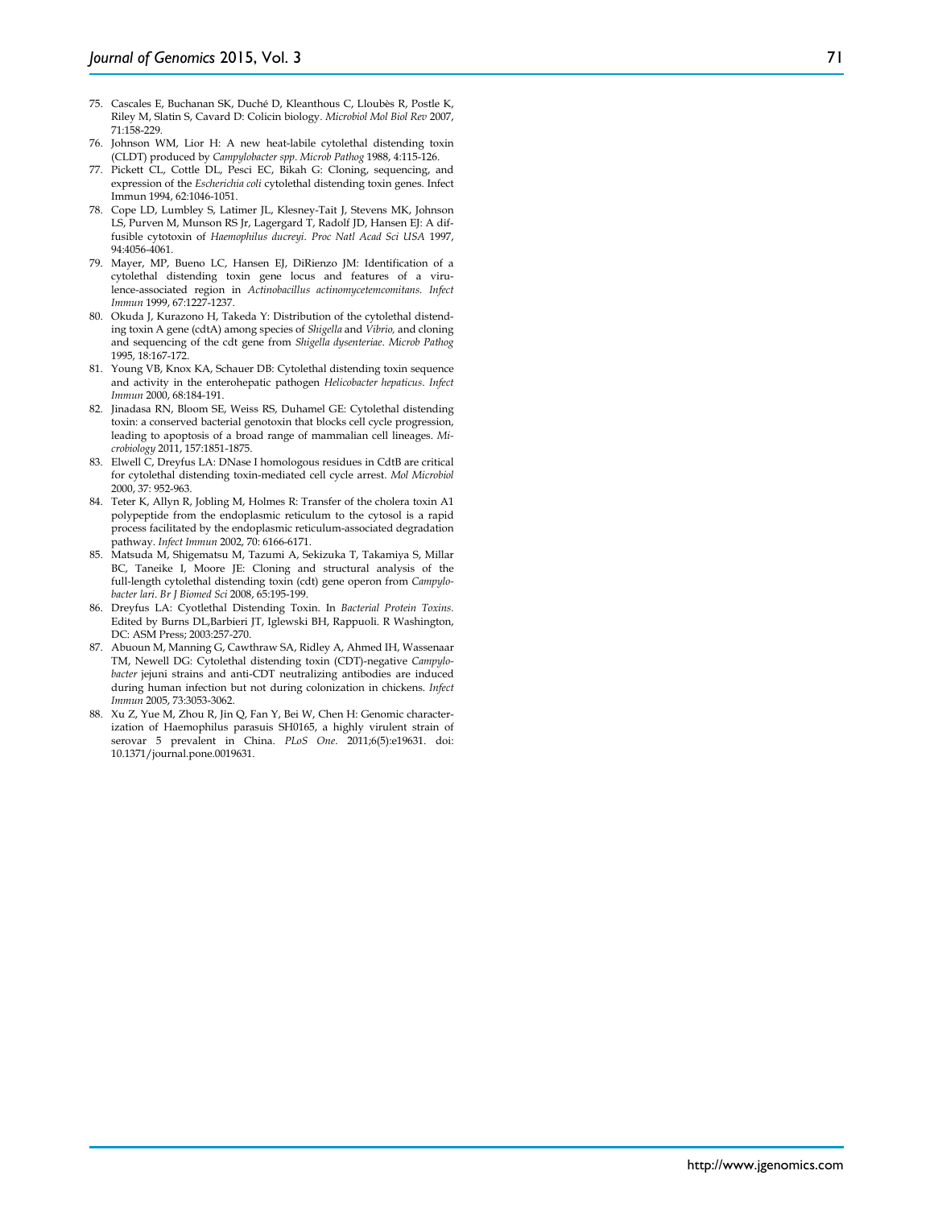75. Cascales E, Buchanan SK, Duché D, Kleanthous C, Lloubès R, Postle K, Riley M, Slatin S, Cavard D: Colicin biology. *Microbiol Mol Biol Rev* 2007, 71:158-229.
76. Johnson WM, Lior H: A new heat-labile cytolethal distending toxin (CLDT) produced by *Campylobacter spp*. *Microb Pathog* 1988, 4:115-126.
77. Pickett CL, Cottle DL, Pesci EC, Bikah G: Cloning, sequencing, and expression of the *Escherichia coli* cytolethal distending toxin genes. Infect Immun 1994, 62:1046-1051.
78. Cope LD, Lumbley S, Latimer JL, Klesney-Tait J, Stevens MK, Johnson LS, Purven M, Munson RS Jr, Lagergard T, Radolf JD, Hansen EJ: A diffusible cytotoxin of *Haemophilus ducreyi*. *Proc Natl Acad Sci USA* 1997, 94:4056-4061.
79. Mayer, MP, Bueno LC, Hansen EJ, DiRienzo JM: Identification of a cytolethal distending toxin gene locus and features of a virulence-associated region in *Actinobacillus actinomycetemcomitans*. *Infect Immun* 1999, 67:1227-1237.
80. Okuda J, Kurazono H, Takeda Y: Distribution of the cytolethal distending toxin A gene (cdtA) among species of *Shigella* and *Vibrio,* and cloning and sequencing of the cdt gene from *Shigella dysenteriae*. *Microb Pathog* 1995, 18:167-172.
81. Young VB, Knox KA, Schauer DB: Cytolethal distending toxin sequence and activity in the enterohepatic pathogen *Helicobacter hepaticus*. *Infect Immun* 2000, 68:184-191.
82. Jinadasa RN, Bloom SE, Weiss RS, Duhamel GE: Cytolethal distending toxin: a conserved bacterial genotoxin that blocks cell cycle progression, leading to apoptosis of a broad range of mammalian cell lineages. *Microbiology* 2011, 157:1851-1875.
83. Elwell C, Dreyfus LA: DNase I homologous residues in CdtB are critical for cytolethal distending toxin-mediated cell cycle arrest. *Mol Microbiol* 2000, 37: 952-963.
84. Teter K, Allyn R, Jobling M, Holmes R: Transfer of the cholera toxin A1 polypeptide from the endoplasmic reticulum to the cytosol is a rapid process facilitated by the endoplasmic reticulum-associated degradation pathway. *Infect Immun* 2002, 70: 6166-6171.
85. Matsuda M, Shigematsu M, Tazumi A, Sekizuka T, Takamiya S, Millar BC, Taneike I, Moore JE: Cloning and structural analysis of the full-length cytolethal distending toxin (cdt) gene operon from *Campylobacter lari*. *Br J Biomed Sci* 2008, 65:195-199.
86. Dreyfus LA: Cyotlethal Distending Toxin. In *Bacterial Protein Toxins.* Edited by Burns DL,Barbieri JT, Iglewski BH, Rappuoli. R Washington, DC: ASM Press; 2003:257-270.
87. Abuoun M, Manning G, Cawthraw SA, Ridley A, Ahmed IH, Wassenaar TM, Newell DG: Cytolethal distending toxin (CDT)-negative *Campylobacter* jejuni strains and anti-CDT neutralizing antibodies are induced during human infection but not during colonization in chickens. *Infect Immun* 2005, 73:3053-3062.
88. Xu Z, Yue M, Zhou R, Jin Q, Fan Y, Bei W, Chen H: Genomic characterization of Haemophilus parasuis SH0165, a highly virulent strain of serovar 5 prevalent in China. *PLoS One*. 2011;6(5):e19631. doi: 10.1371/journal.pone.0019631.